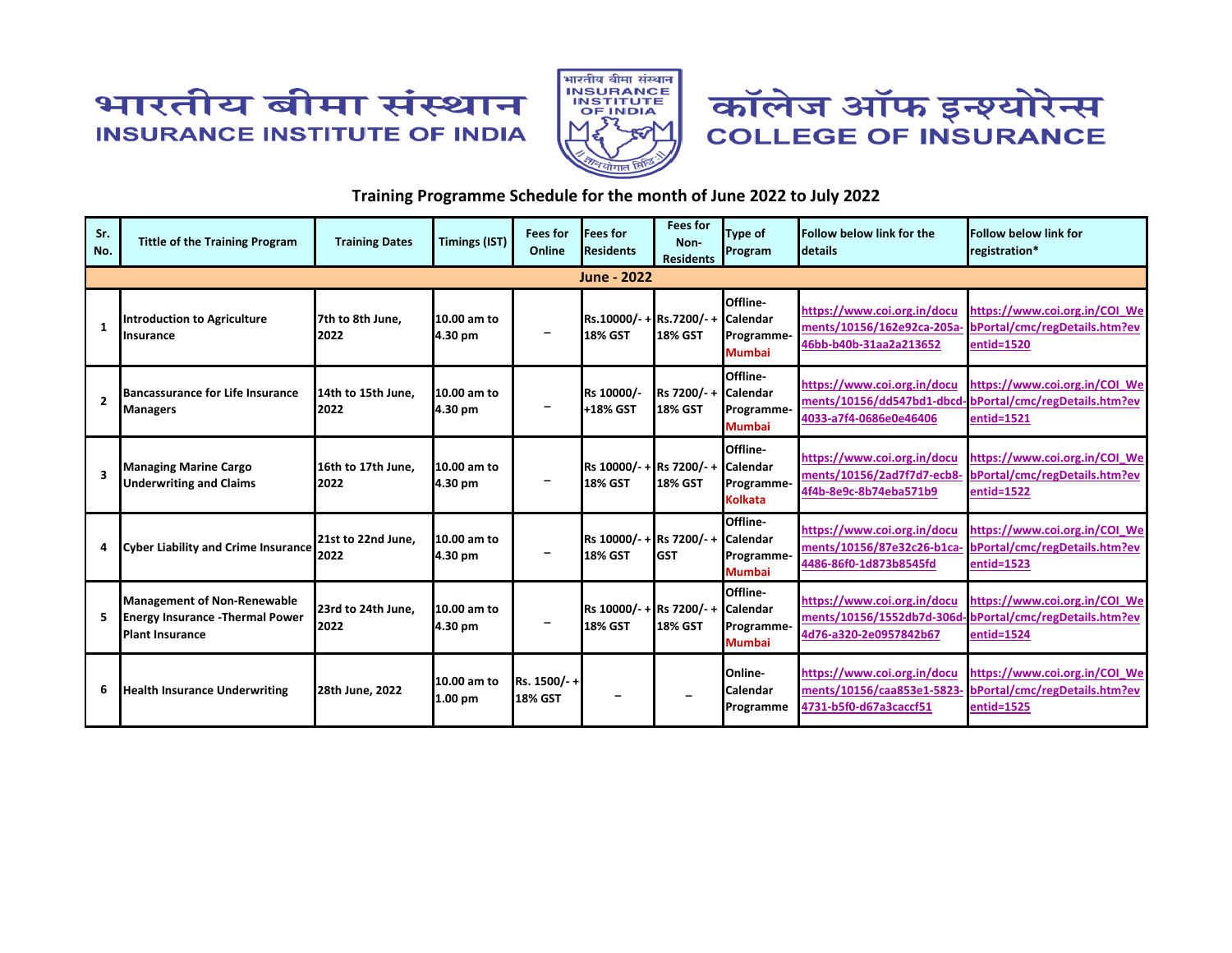भारतीय बीमा संस्थान
INSURANCE INSTITUTE OF INDIA

कॉलेज ऑफ इन्श्योरेन्स
COLLEGE OF INSURANCE

## Training Programme Schedule for the month of June 2022 to July 2022

| Sr. No. | Tittle of the Training Program | Training Dates | Timings (IST) | Fees for Online | Fees for Residents | Fees for Non-Residents | Type of Program | Follow below link for the details | Follow below link for registration* |
|---|---|---|---|---|---|---|---|---|---|
| **June - 2022** | | | | | | | | | |
| 1 | Introduction to Agriculture Insurance | 7th to 8th June, 2022 | 10.00 am to 4.30 pm | – | Rs.10000/- + 18% GST | Rs.7200/- + 18% GST | Offline-Calendar Programme-Mumbai | https://www.coi.org.in/documents/10156/162e92ca-205a-46bb-b40b-31aa2a213652 | https://www.coi.org.in/COI_WebPortal/cmc/regDetails.htm?eventid=1520 |
| 2 | Bancassurance for Life Insurance Managers | 14th to 15th June, 2022 | 10.00 am to 4.30 pm | – | Rs 10000/- +18% GST | Rs 7200/- + 18% GST | Offline-Calendar Programme-Mumbai | https://www.coi.org.in/documents/10156/dd547bd1-dbcd-4033-a7f4-0686e0e46406 | https://www.coi.org.in/COI_WebPortal/cmc/regDetails.htm?eventid=1521 |
| 3 | Managing Marine Cargo Underwriting and Claims | 16th to 17th June, 2022 | 10.00 am to 4.30 pm | – | Rs 10000/- + 18% GST | Rs 7200/- + 18% GST | Offline-Calendar Programme-Kolkata | https://www.coi.org.in/documents/10156/2ad7f7d7-ecb8-4f4b-8e9c-8b74eba571b9 | https://www.coi.org.in/COI_WebPortal/cmc/regDetails.htm?eventid=1522 |
| 4 | Cyber Liability and Crime Insurance | 21st to 22nd June, 2022 | 10.00 am to 4.30 pm | – | Rs 10000/- + 18% GST | Rs 7200/- + GST | Offline-Calendar Programme-Mumbai | https://www.coi.org.in/documents/10156/87e32c26-b1ca-4486-86f0-1d873b8545fd | https://www.coi.org.in/COI_WebPortal/cmc/regDetails.htm?eventid=1523 |
| 5 | Management of Non-Renewable Energy Insurance -Thermal Power Plant Insurance | 23rd to 24th June, 2022 | 10.00 am to 4.30 pm | – | Rs 10000/- + 18% GST | Rs 7200/- + 18% GST | Offline-Calendar Programme-Mumbai | https://www.coi.org.in/documents/10156/1552db7d-306d-4d76-a320-2e0957842b67 | https://www.coi.org.in/COI_WebPortal/cmc/regDetails.htm?eventid=1524 |
| 6 | Health Insurance Underwriting | 28th June, 2022 | 10.00 am to 1.00 pm | Rs. 1500/- + 18% GST | – | – | Online-Calendar Programme | https://www.coi.org.in/documents/10156/caa853e1-5823-4731-b5f0-d67a3caccf51 | https://www.coi.org.in/COI_WebPortal/cmc/regDetails.htm?eventid=1525 |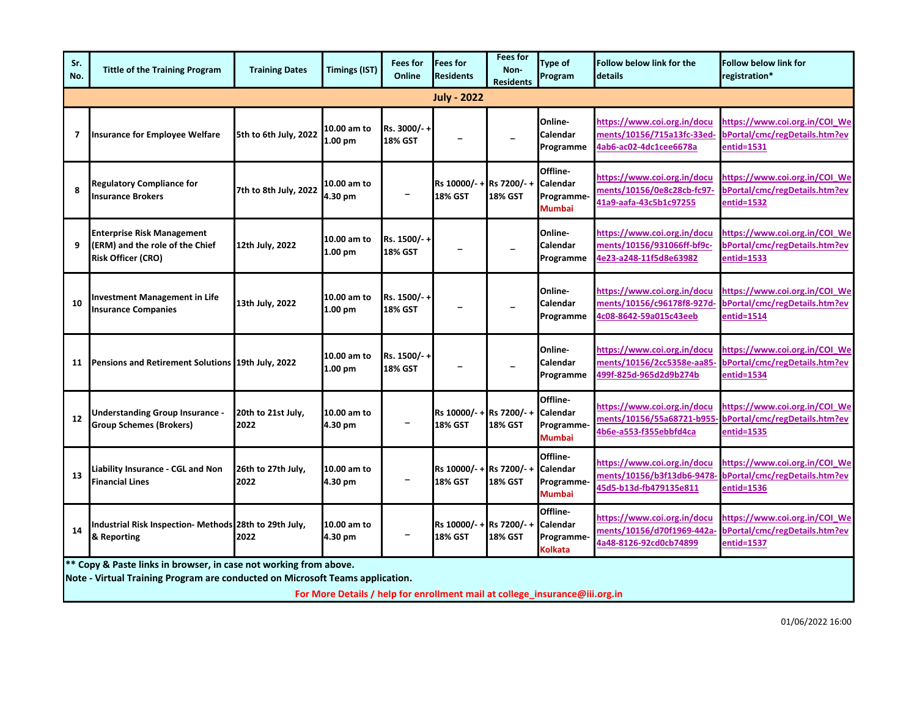| Sr. No. | Tittle of the Training Program | Training Dates | Timings (IST) | Fees for Online | Fees for Residents | Fees for Non-Residents | Type of Program | Follow below link for the details | Follow below link for registration* |
|---|---|---|---|---|---|---|---|---|---|
| **July - 2022** | | | | | | | | | |
| 7 | Insurance for Employee Welfare | 5th to 6th July, 2022 | 10.00 am to 1.00 pm | Rs. 3000/- + 18% GST | – | – | Online- Calendar Programme | https://www.coi.org.in/documents/10156/715a13fc-33ed-4ab6-ac02-4dc1cee6678a | https://www.coi.org.in/COI_WebPortal/cmc/regDetails.htm?eventid=1531 |
| 8 | Regulatory Compliance for Insurance Brokers | 7th to 8th July, 2022 | 10.00 am to 4.30 pm | – | Rs 10000/- + 18% GST | Rs 7200/- + 18% GST | Offline- Calendar Programme- Mumbai | https://www.coi.org.in/documents/10156/0e8c28cb-fc97-41a9-aafa-43c5b1c97255 | https://www.coi.org.in/COI_WebPortal/cmc/regDetails.htm?eventid=1532 |
| 9 | Enterprise Risk Management (ERM) and the role of the Chief Risk Officer (CRO) | 12th July, 2022 | 10.00 am to 1.00 pm | Rs. 1500/- + 18% GST | – | – | Online- Calendar Programme | https://www.coi.org.in/documents/10156/931066ff-bf9c-4e23-a248-11f5d8e63982 | https://www.coi.org.in/COI_WebPortal/cmc/regDetails.htm?eventid=1533 |
| 10 | Investment Management in Life Insurance Companies | 13th July, 2022 | 10.00 am to 1.00 pm | Rs. 1500/- + 18% GST | – | – | Online- Calendar Programme | https://www.coi.org.in/documents/10156/c96178f8-927d-4c08-8642-59a015c43eeb | https://www.coi.org.in/COI_WebPortal/cmc/regDetails.htm?eventid=1514 |
| 11 | Pensions and Retirement Solutions | 19th July, 2022 | 10.00 am to 1.00 pm | Rs. 1500/- + 18% GST | – | – | Online- Calendar Programme | https://www.coi.org.in/documents/10156/2cc5358e-aa85-499f-825d-965d2d9b274b | https://www.coi.org.in/COI_WebPortal/cmc/regDetails.htm?eventid=1534 |
| 12 | Understanding Group Insurance - Group Schemes (Brokers) | 20th to 21st July, 2022 | 10.00 am to 4.30 pm | – | Rs 10000/- + 18% GST | Rs 7200/- + 18% GST | Offline- Calendar Programme- Mumbai | https://www.coi.org.in/documents/10156/55a68721-b955-4b6e-a553-f355ebbfd4ca | https://www.coi.org.in/COI_WebPortal/cmc/regDetails.htm?eventid=1535 |
| 13 | Liability Insurance - CGL and Non Financial Lines | 26th to 27th July, 2022 | 10.00 am to 4.30 pm | – | Rs 10000/- + 18% GST | Rs 7200/- + 18% GST | Offline- Calendar Programme- Mumbai | https://www.coi.org.in/documents/10156/b3f13db6-9478-45d5-b13d-fb479135e811 | https://www.coi.org.in/COI_WebPortal/cmc/regDetails.htm?eventid=1536 |
| 14 | Industrial Risk Inspection- Methods & Reporting | 28th to 29th July, 2022 | 10.00 am to 4.30 pm | – | Rs 10000/- + 18% GST | Rs 7200/- + 18% GST | Offline- Calendar Programme- Kolkata | https://www.coi.org.in/documents/10156/d70f1969-442a-4a48-8126-92cd0cb74899 | https://www.coi.org.in/COI_WebPortal/cmc/regDetails.htm?eventid=1537 |

** Copy & Paste links in browser, in case not working from above.

Note - Virtual Training Program are conducted on Microsoft Teams application.

For More Details / help for enrollment mail at college_insurance@iii.org.in

01/06/2022 16:00